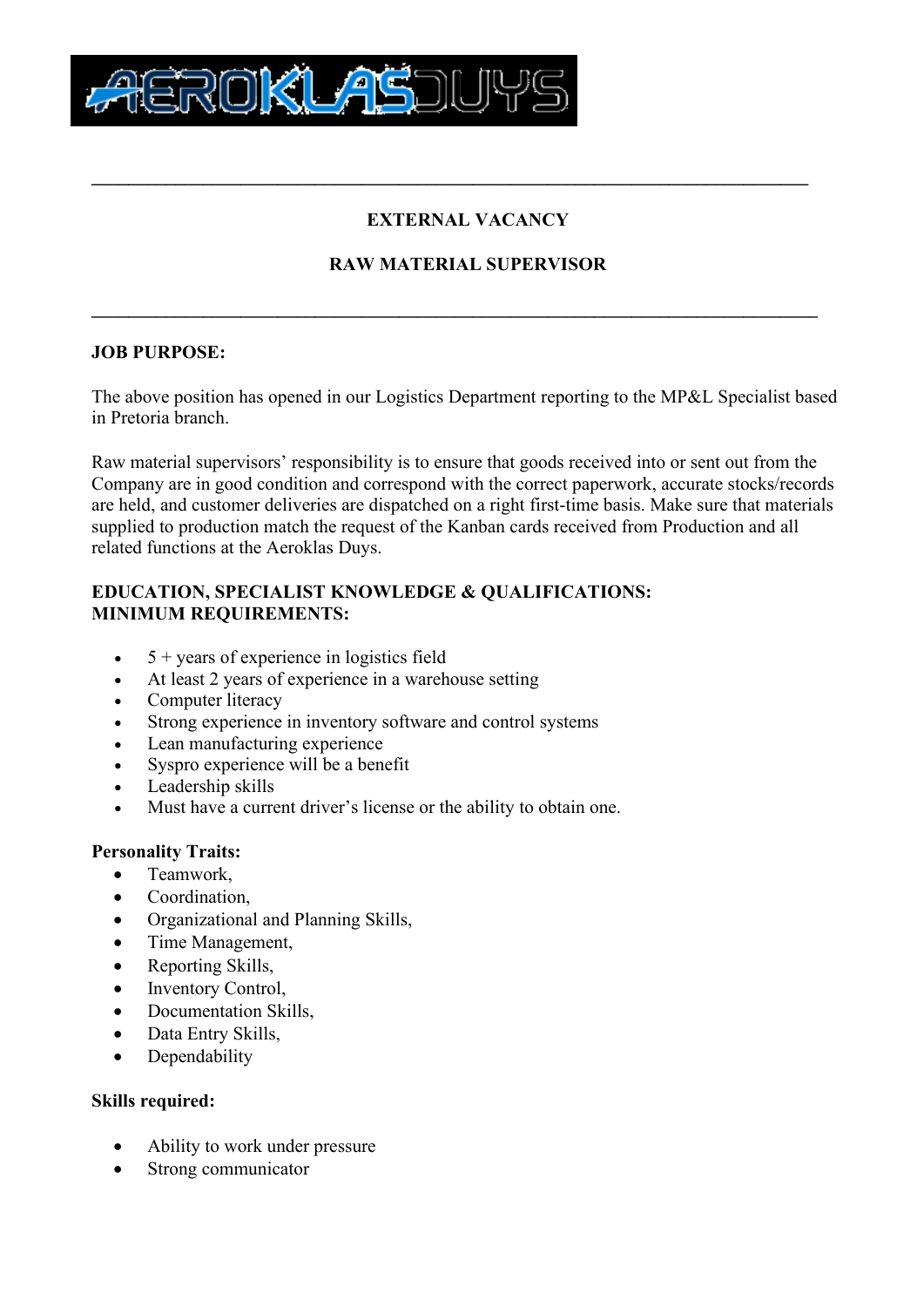# EXTERNAL VACANCY

## RAW MATERIAL SUPERVISOR

---

**JOB PURPOSE:**

The above position has opened in our Logistics Department reporting to the MP&L Specialist based in Pretoria branch.

Raw material supervisors' responsibility is to ensure that goods received into or sent out from the Company are in good condition and correspond with the correct paperwork, accurate stocks/records are held, and customer deliveries are dispatched on a right first-time basis. Make sure that materials supplied to production match the request of the Kanban cards received from Production and all related functions at the Aeroklas Duys.

**EDUCATION, SPECIALIST KNOWLEDGE & QUALIFICATIONS:**
**MINIMUM REQUIREMENTS:**

- 5 + years of experience in logistics field
- At least 2 years of experience in a warehouse setting
- Computer literacy
- Strong experience in inventory software and control systems
- Lean manufacturing experience
- Syspro experience will be a benefit
- Leadership skills
- Must have a current driver's license or the ability to obtain one.

**Personality Traits:**

- Teamwork,
- Coordination,
- Organizational and Planning Skills,
- Time Management,
- Reporting Skills,
- Inventory Control,
- Documentation Skills,
- Data Entry Skills,
- Dependability

**Skills required:**

- Ability to work under pressure
- Strong communicator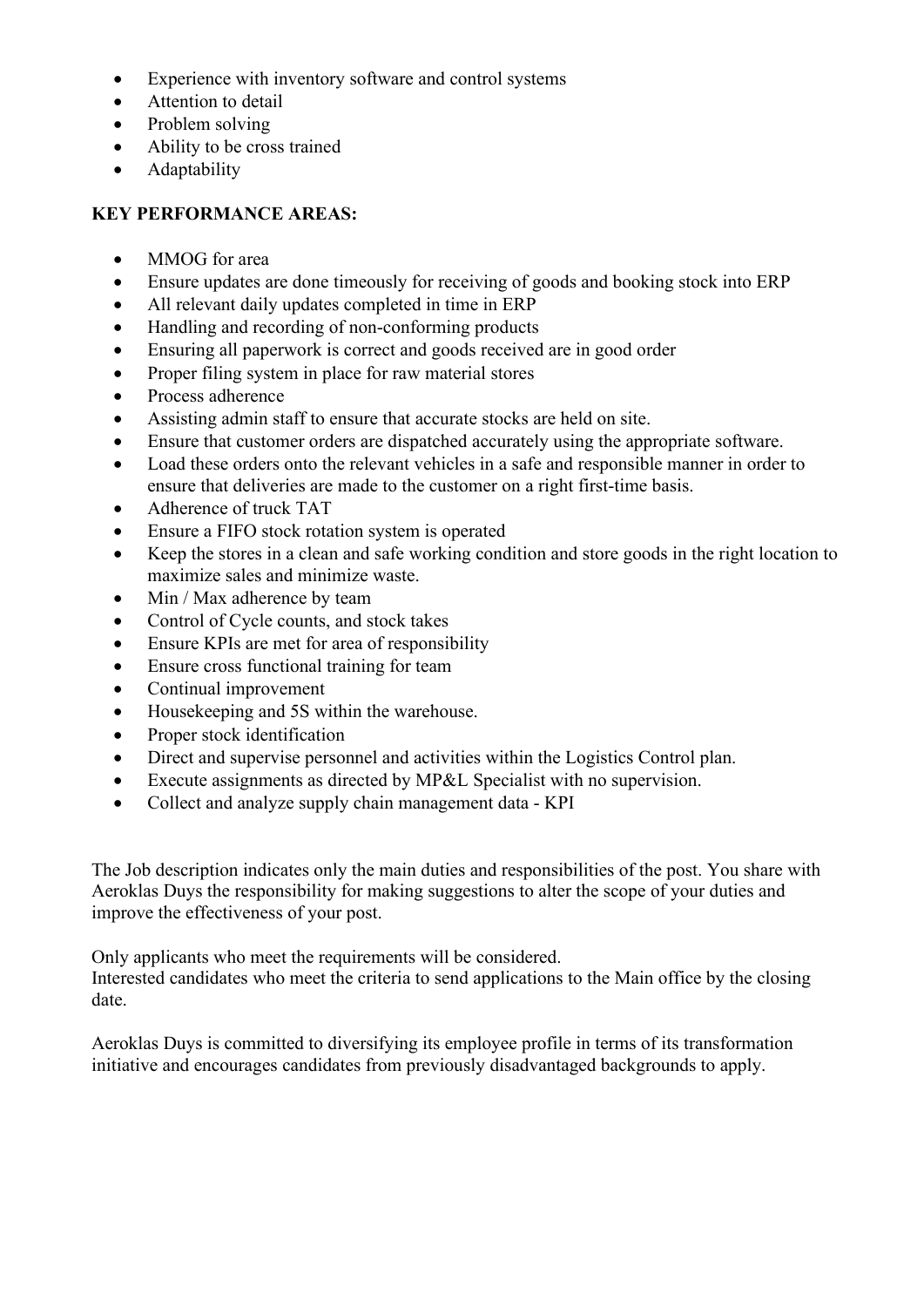- Experience with inventory software and control systems
- Attention to detail
- Problem solving
- Ability to be cross trained
- Adaptability

**KEY PERFORMANCE AREAS:**

- MMOG for area
- Ensure updates are done timeously for receiving of goods and booking stock into ERP
- All relevant daily updates completed in time in ERP
- Handling and recording of non-conforming products
- Ensuring all paperwork is correct and goods received are in good order
- Proper filing system in place for raw material stores
- Process adherence
- Assisting admin staff to ensure that accurate stocks are held on site.
- Ensure that customer orders are dispatched accurately using the appropriate software.
- Load these orders onto the relevant vehicles in a safe and responsible manner in order to ensure that deliveries are made to the customer on a right first-time basis.
- Adherence of truck TAT
- Ensure a FIFO stock rotation system is operated
- Keep the stores in a clean and safe working condition and store goods in the right location to maximize sales and minimize waste.
- Min / Max adherence by team
- Control of Cycle counts, and stock takes
- Ensure KPIs are met for area of responsibility
- Ensure cross functional training for team
- Continual improvement
- Housekeeping and 5S within the warehouse.
- Proper stock identification
- Direct and supervise personnel and activities within the Logistics Control plan.
- Execute assignments as directed by MP&L Specialist with no supervision.
- Collect and analyze supply chain management data - KPI

The Job description indicates only the main duties and responsibilities of the post. You share with Aeroklas Duys the responsibility for making suggestions to alter the scope of your duties and improve the effectiveness of your post.

Only applicants who meet the requirements will be considered.
Interested candidates who meet the criteria to send applications to the Main office by the closing date.

Aeroklas Duys is committed to diversifying its employee profile in terms of its transformation initiative and encourages candidates from previously disadvantaged backgrounds to apply.